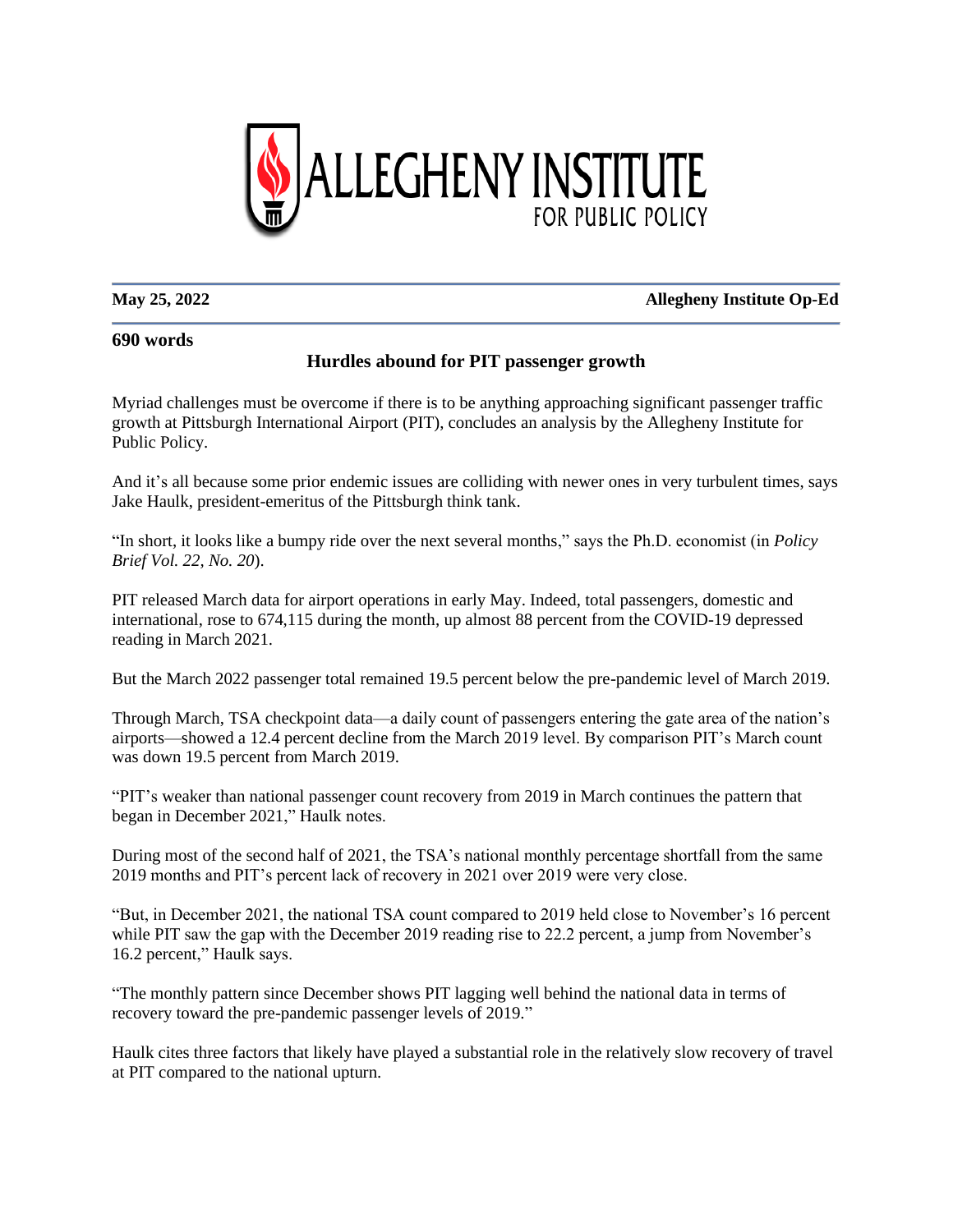ALLEGHENY INSTITUTE FOR PUBLIC POLICY

**May 25, 2022** **Allegheny Institute Op-Ed**

**690 words**

## Hurdles abound for PIT passenger growth

Myriad challenges must be overcome if there is to be anything approaching significant passenger traffic growth at Pittsburgh International Airport (PIT), concludes an analysis by the Allegheny Institute for Public Policy.

And it's all because some prior endemic issues are colliding with newer ones in very turbulent times, says Jake Haulk, president-emeritus of the Pittsburgh think tank.

"In short, it looks like a bumpy ride over the next several months," says the Ph.D. economist (in *Policy Brief Vol. 22, No. 20*).

PIT released March data for airport operations in early May. Indeed, total passengers, domestic and international, rose to 674,115 during the month, up almost 88 percent from the COVID-19 depressed reading in March 2021.

But the March 2022 passenger total remained 19.5 percent below the pre-pandemic level of March 2019.

Through March, TSA checkpoint data—a daily count of passengers entering the gate area of the nation's airports—showed a 12.4 percent decline from the March 2019 level. By comparison PIT's March count was down 19.5 percent from March 2019.

"PIT's weaker than national passenger count recovery from 2019 in March continues the pattern that began in December 2021," Haulk notes.

During most of the second half of 2021, the TSA's national monthly percentage shortfall from the same 2019 months and PIT's percent lack of recovery in 2021 over 2019 were very close.

"But, in December 2021, the national TSA count compared to 2019 held close to November's 16 percent while PIT saw the gap with the December 2019 reading rise to 22.2 percent, a jump from November's 16.2 percent," Haulk says.

"The monthly pattern since December shows PIT lagging well behind the national data in terms of recovery toward the pre-pandemic passenger levels of 2019."

Haulk cites three factors that likely have played a substantial role in the relatively slow recovery of travel at PIT compared to the national upturn.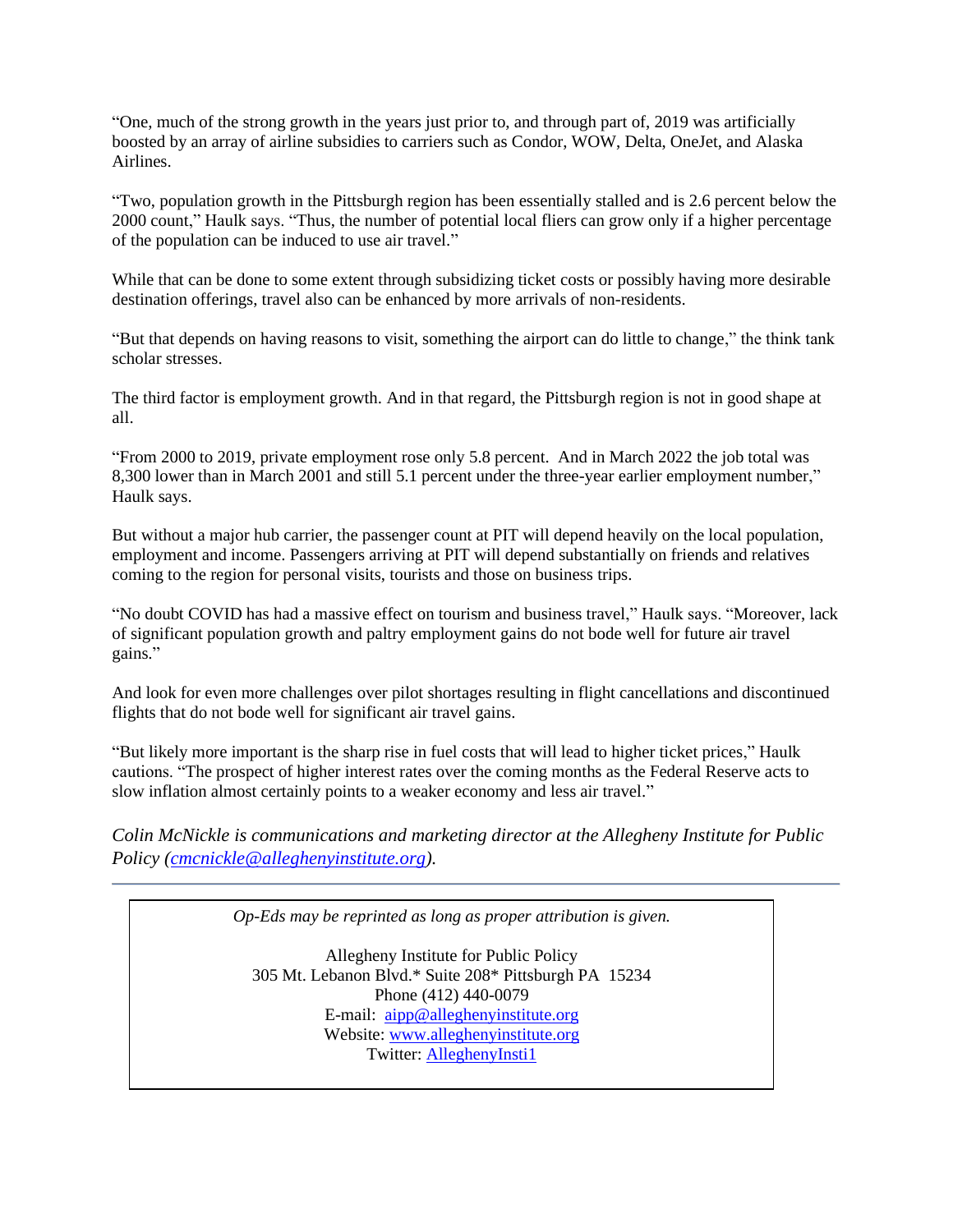"One, much of the strong growth in the years just prior to, and through part of, 2019 was artificially boosted by an array of airline subsidies to carriers such as Condor, WOW, Delta, OneJet, and Alaska Airlines.

"Two, population growth in the Pittsburgh region has been essentially stalled and is 2.6 percent below the 2000 count," Haulk says. "Thus, the number of potential local fliers can grow only if a higher percentage of the population can be induced to use air travel."

While that can be done to some extent through subsidizing ticket costs or possibly having more desirable destination offerings, travel also can be enhanced by more arrivals of non-residents.

"But that depends on having reasons to visit, something the airport can do little to change," the think tank scholar stresses.

The third factor is employment growth. And in that regard, the Pittsburgh region is not in good shape at all.

"From 2000 to 2019, private employment rose only 5.8 percent. And in March 2022 the job total was 8,300 lower than in March 2001 and still 5.1 percent under the three-year earlier employment number," Haulk says.

But without a major hub carrier, the passenger count at PIT will depend heavily on the local population, employment and income. Passengers arriving at PIT will depend substantially on friends and relatives coming to the region for personal visits, tourists and those on business trips.

"No doubt COVID has had a massive effect on tourism and business travel," Haulk says. "Moreover, lack of significant population growth and paltry employment gains do not bode well for future air travel gains."

And look for even more challenges over pilot shortages resulting in flight cancellations and discontinued flights that do not bode well for significant air travel gains.

"But likely more important is the sharp rise in fuel costs that will lead to higher ticket prices," Haulk cautions. "The prospect of higher interest rates over the coming months as the Federal Reserve acts to slow inflation almost certainly points to a weaker economy and less air travel."

*Colin McNickle is communications and marketing director at the Allegheny Institute for Public Policy (cmcnickle@alleghenyinstitute.org).*

---

*Op-Eds may be reprinted as long as proper attribution is given.*

Allegheny Institute for Public Policy
305 Mt. Lebanon Blvd.* Suite 208* Pittsburgh PA 15234
Phone (412) 440-0079
E-mail: aipp@alleghenyinstitute.org
Website: www.alleghenyinstitute.org
Twitter: AlleghenyInsti1